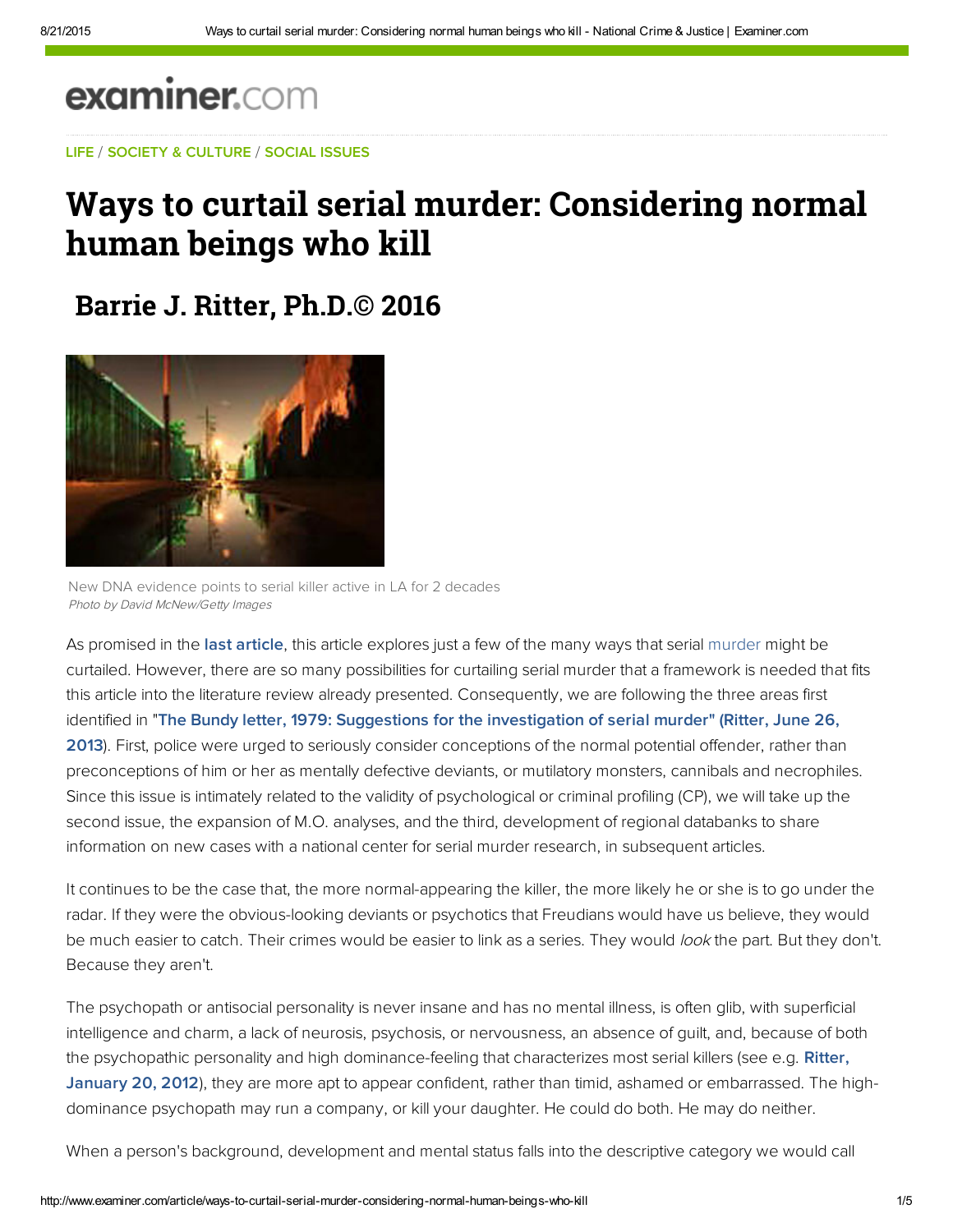LIFE / SOCIETY & CULTURE / SOCIAL ISSUES

# Ways to curtail serial murder: Considering normal human beings who kill

## Barrie J. Ritter, Ph.D.© 2016

New DNA evidence points to serial killer active in LA for 2 decades
*Photo by David McNew/Getty Images*

As promised in the **last article**, this article explores just a few of the many ways that serial murder might be curtailed. However, there are so many possibilities for curtailing serial murder that a framework is needed that fits this article into the literature review already presented. Consequently, we are following the three areas first identified in "**The Bundy letter, 1979: Suggestions for the investigation of serial murder" (Ritter, June 26, 2013**). First, police were urged to seriously consider conceptions of the normal potential offender, rather than preconceptions of him or her as mentally defective deviants, or mutilatory monsters, cannibals and necrophiles. Since this issue is intimately related to the validity of psychological or criminal profiling (CP), we will take up the second issue, the expansion of M.O. analyses, and the third, development of regional databanks to share information on new cases with a national center for serial murder research, in subsequent articles.

It continues to be the case that, the more normal-appearing the killer, the more likely he or she is to go under the radar. If they were the obvious-looking deviants or psychotics that Freudians would have us believe, they would be much easier to catch. Their crimes would be easier to link as a series. They would *look* the part. But they don't. Because they aren't.

The psychopath or antisocial personality is never insane and has no mental illness, is often glib, with superficial intelligence and charm, a lack of neurosis, psychosis, or nervousness, an absence of guilt, and, because of both the psychopathic personality and high dominance-feeling that characterizes most serial killers (see e.g. **Ritter, January 20, 2012**), they are more apt to appear confident, rather than timid, ashamed or embarrassed. The high-dominance psychopath may run a company, or kill your daughter. He could do both. He may do neither.

When a person's background, development and mental status falls into the descriptive category we would call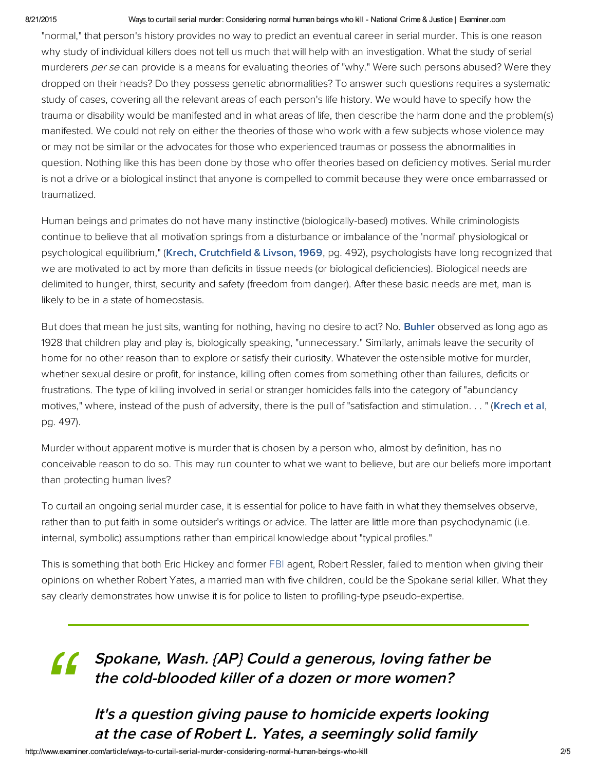"normal," that person's history provides no way to predict an eventual career in serial murder. This is one reason why study of individual killers does not tell us much that will help with an investigation. What the study of serial murderers *per se* can provide is a means for evaluating theories of "why." Were such persons abused? Were they dropped on their heads? Do they possess genetic abnormalities? To answer such questions requires a systematic study of cases, covering all the relevant areas of each person's life history. We would have to specify how the trauma or disability would be manifested and in what areas of life, then describe the harm done and the problem(s) manifested. We could not rely on either the theories of those who work with a few subjects whose violence may or may not be similar or the advocates for those who experienced traumas or possess the abnormalities in question. Nothing like this has been done by those who offer theories based on deficiency motives. Serial murder is not a drive or a biological instinct that anyone is compelled to commit because they were once embarrassed or traumatized.

Human beings and primates do not have many instinctive (biologically-based) motives. While criminologists continue to believe that all motivation springs from a disturbance or imbalance of the 'normal' physiological or psychological equilibrium," (**Krech, Crutchfield & Livson, 1969**, pg. 492), psychologists have long recognized that we are motivated to act by more than deficits in tissue needs (or biological deficiencies). Biological needs are delimited to hunger, thirst, security and safety (freedom from danger). After these basic needs are met, man is likely to be in a state of homeostasis.

But does that mean he just sits, wanting for nothing, having no desire to act? No. **Buhler** observed as long ago as 1928 that children play and play is, biologically speaking, "unnecessary." Similarly, animals leave the security of home for no other reason than to explore or satisfy their curiosity. Whatever the ostensible motive for murder, whether sexual desire or profit, for instance, killing often comes from something other than failures, deficits or frustrations. The type of killing involved in serial or stranger homicides falls into the category of "abundancy motives," where, instead of the push of adversity, there is the pull of "satisfaction and stimulation. . . " (**Krech et al**, pg. 497).

Murder without apparent motive is murder that is chosen by a person who, almost by definition, has no conceivable reason to do so. This may run counter to what we want to believe, but are our beliefs more important than protecting human lives?

To curtail an ongoing serial murder case, it is essential for police to have faith in what they themselves observe, rather than to put faith in some outsider's writings or advice. The latter are little more than psychodynamic (i.e. internal, symbolic) assumptions rather than empirical knowledge about "typical profiles."

This is something that both Eric Hickey and former FBI agent, Robert Ressler, failed to mention when giving their opinions on whether Robert Yates, a married man with five children, could be the Spokane serial killer. What they say clearly demonstrates how unwise it is for police to listen to profiling-type pseudo-expertise.

> ***Spokane, Wash. {AP} Could a generous, loving father be the cold-blooded killer of a dozen or more women?***
>
> ***It's a question giving pause to homicide experts looking at the case of Robert L. Yates, a seemingly solid family***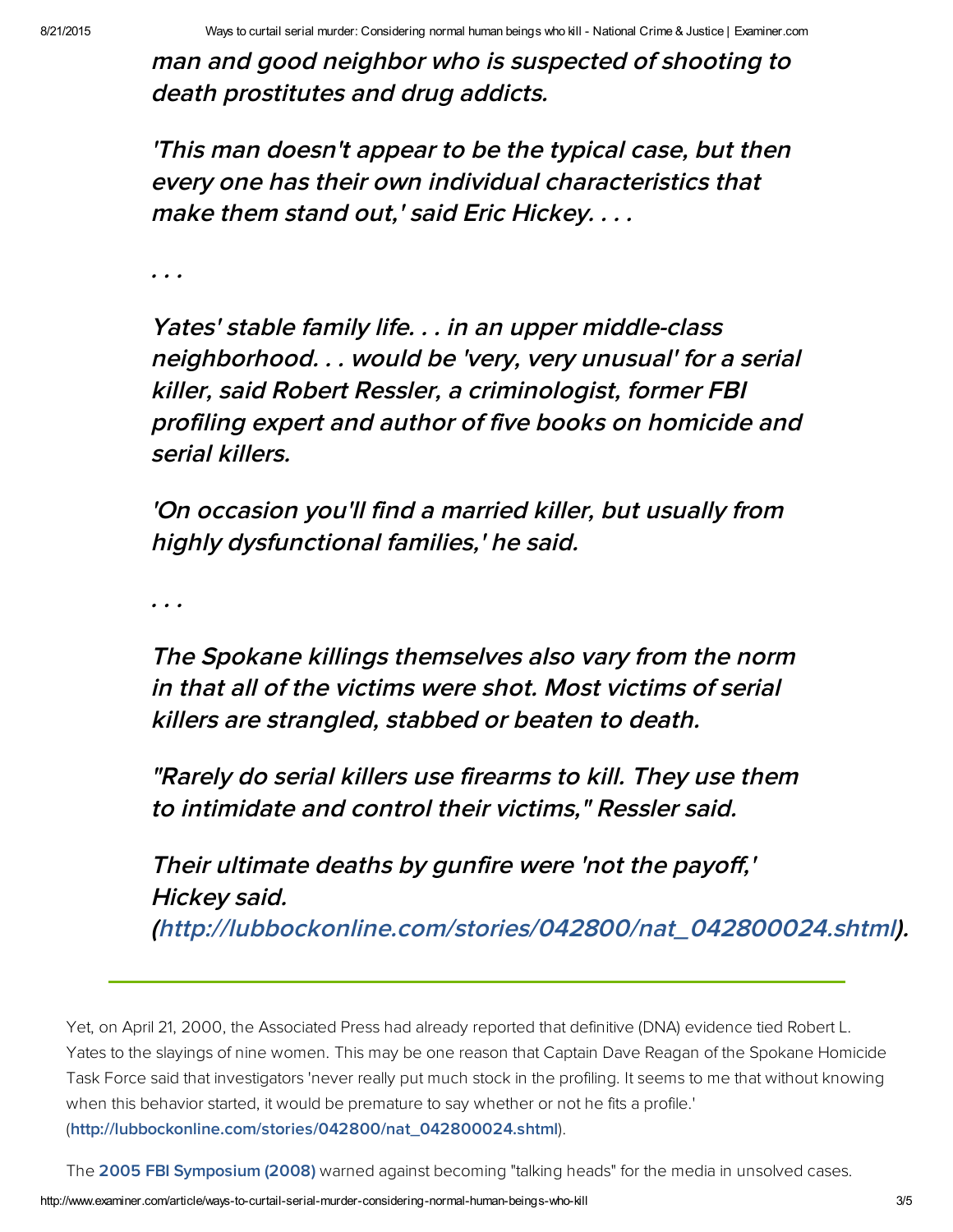*man and good neighbor who is suspected of shooting to death prostitutes and drug addicts.*

*'This man doesn't appear to be the typical case, but then every one has their own individual characteristics that make them stand out,' said Eric Hickey. . . .*

*. . .*

*Yates' stable family life. . . in an upper middle-class neighborhood. . . would be 'very, very unusual' for a serial killer, said Robert Ressler, a criminologist, former FBI profiling expert and author of five books on homicide and serial killers.*

*'On occasion you'll find a married killer, but usually from highly dysfunctional families,' he said.*

*. . .*

*The Spokane killings themselves also vary from the norm in that all of the victims were shot. Most victims of serial killers are strangled, stabbed or beaten to death.*

*"Rarely do serial killers use firearms to kill. They use them to intimidate and control their victims," Ressler said.*

*Their ultimate deaths by gunfire were 'not the payoff,' Hickey said. (http://lubbockonline.com/stories/042800/nat_042800024.shtml).*

---

Yet, on April 21, 2000, the Associated Press had already reported that definitive (DNA) evidence tied Robert L. Yates to the slayings of nine women. This may be one reason that Captain Dave Reagan of the Spokane Homicide Task Force said that investigators 'never really put much stock in the profiling. It seems to me that without knowing when this behavior started, it would be premature to say whether or not he fits a profile.' (**http://lubbockonline.com/stories/042800/nat_042800024.shtml**).

The **2005 FBI Symposium (2008)** warned against becoming "talking heads" for the media in unsolved cases.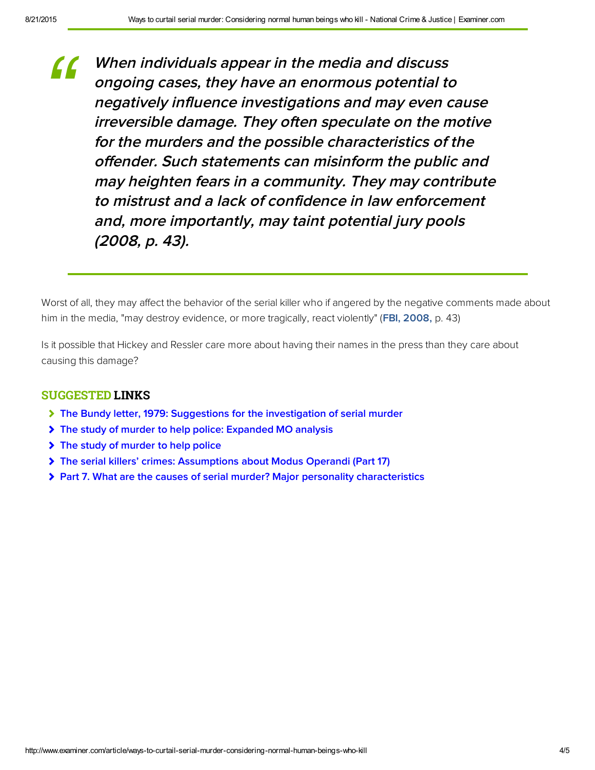> ***When individuals appear in the media and discuss ongoing cases, they have an enormous potential to negatively influence investigations and may even cause irreversible damage. They often speculate on the motive for the murders and the possible characteristics of the offender. Such statements can misinform the public and may heighten fears in a community. They may contribute to mistrust and a lack of confidence in law enforcement and, more importantly, may taint potential jury pools (2008, p. 43).***

Worst of all, they may affect the behavior of the serial killer who if angered by the negative comments made about him in the media, "may destroy evidence, or more tragically, react violently" (**FBI, 2008,** p. 43)

Is it possible that Hickey and Ressler care more about having their names in the press than they care about causing this damage?

## SUGGESTED LINKS

- The Bundy letter, 1979: Suggestions for the investigation of serial murder
- The study of murder to help police: Expanded MO analysis
- The study of murder to help police
- The serial killers' crimes: Assumptions about Modus Operandi (Part 17)
- Part 7. What are the causes of serial murder? Major personality characteristics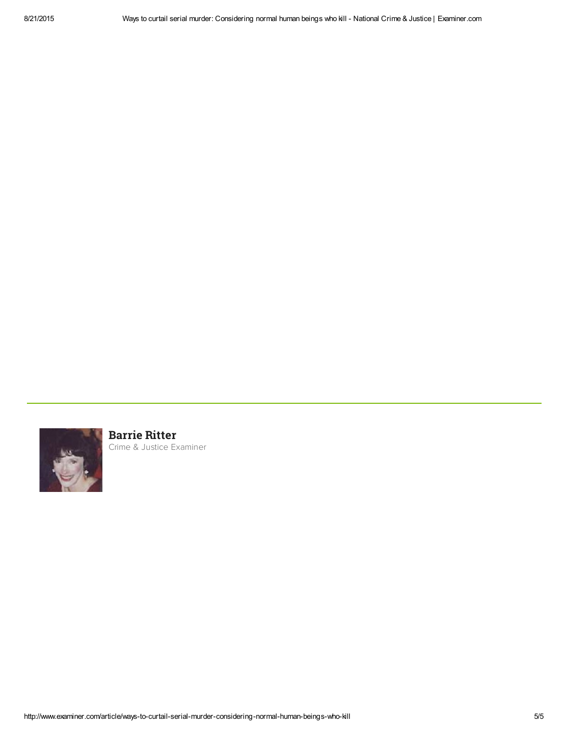**Barrie Ritter**

Crime & Justice Examiner